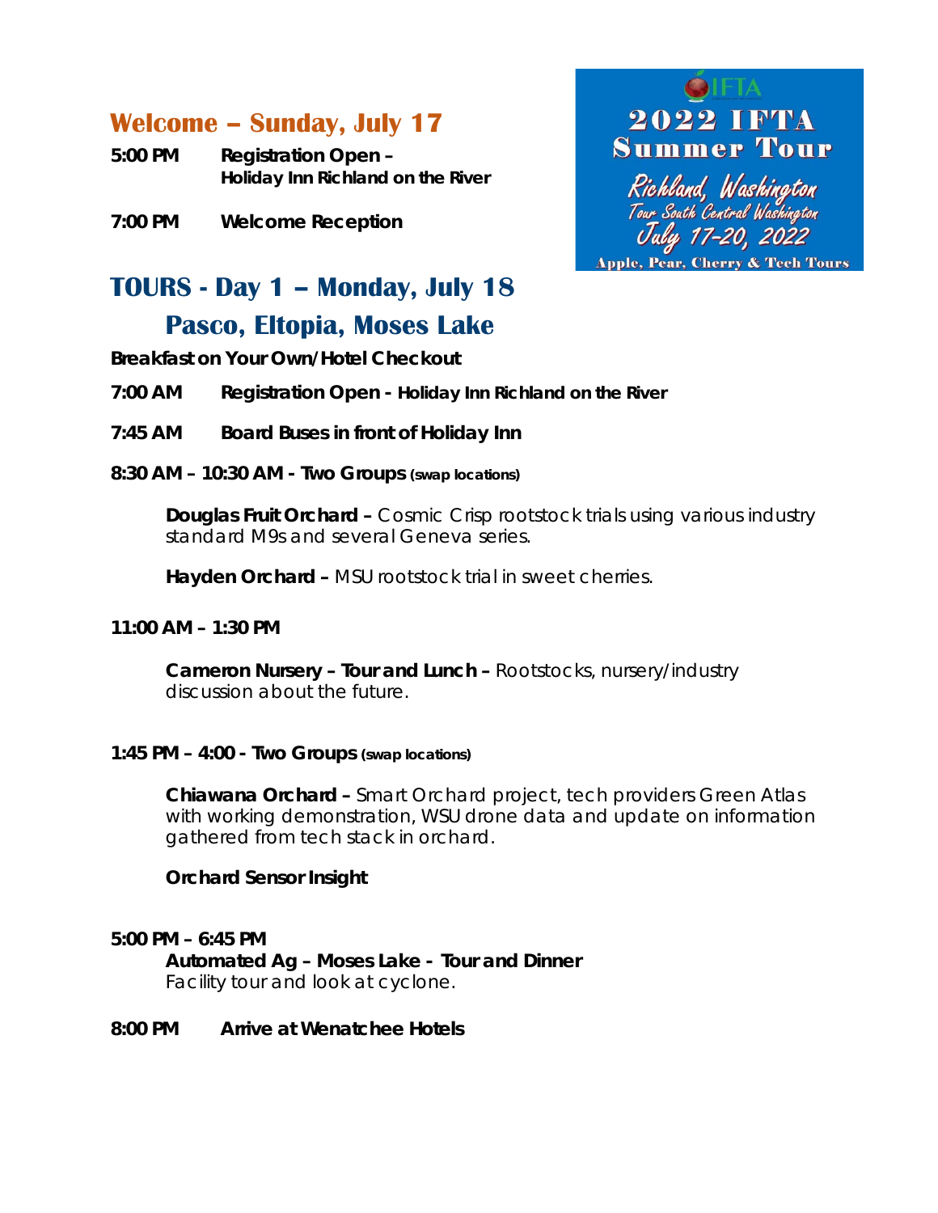## Welcome – Sunday, July 17

**5:00 PM** **Registration Open – Holiday Inn Richland on the River**

**7:00 PM** **Welcome Reception**

IFTA
2022 IFTA
Summer Tour
Richland, Washington
Tour South Central Washington
July 17-20, 2022
Apple, Pear, Cherry & Tech Tours

## TOURS - Day 1 – Monday, July 18

### Pasco, Eltopia, Moses Lake

**Breakfast on Your Own/Hotel Checkout**

**7:00 AM** **Registration Open - Holiday Inn Richland on the River**

**7:45 AM** **Board Buses in front of Holiday Inn**

**8:30 AM – 10:30 AM - Two Groups (swap locations)**

**Douglas Fruit Orchard –** Cosmic Crisp rootstock trials using various industry standard M9s and several Geneva series.

**Hayden Orchard –** MSU rootstock trial in sweet cherries.

**11:00 AM – 1:30 PM**

**Cameron Nursery – Tour and Lunch –** Rootstocks, nursery/industry discussion about the future.

**1:45 PM – 4:00 - Two Groups (swap locations)**

**Chiawana Orchard –** Smart Orchard project, tech providers Green Atlas with working demonstration, WSU drone data and update on information gathered from tech stack in orchard.

**Orchard Sensor Insight**

**5:00 PM – 6:45 PM**

**Automated Ag – Moses Lake - Tour and Dinner**
Facility tour and look at cyclone.

**8:00 PM** **Arrive at Wenatchee Hotels**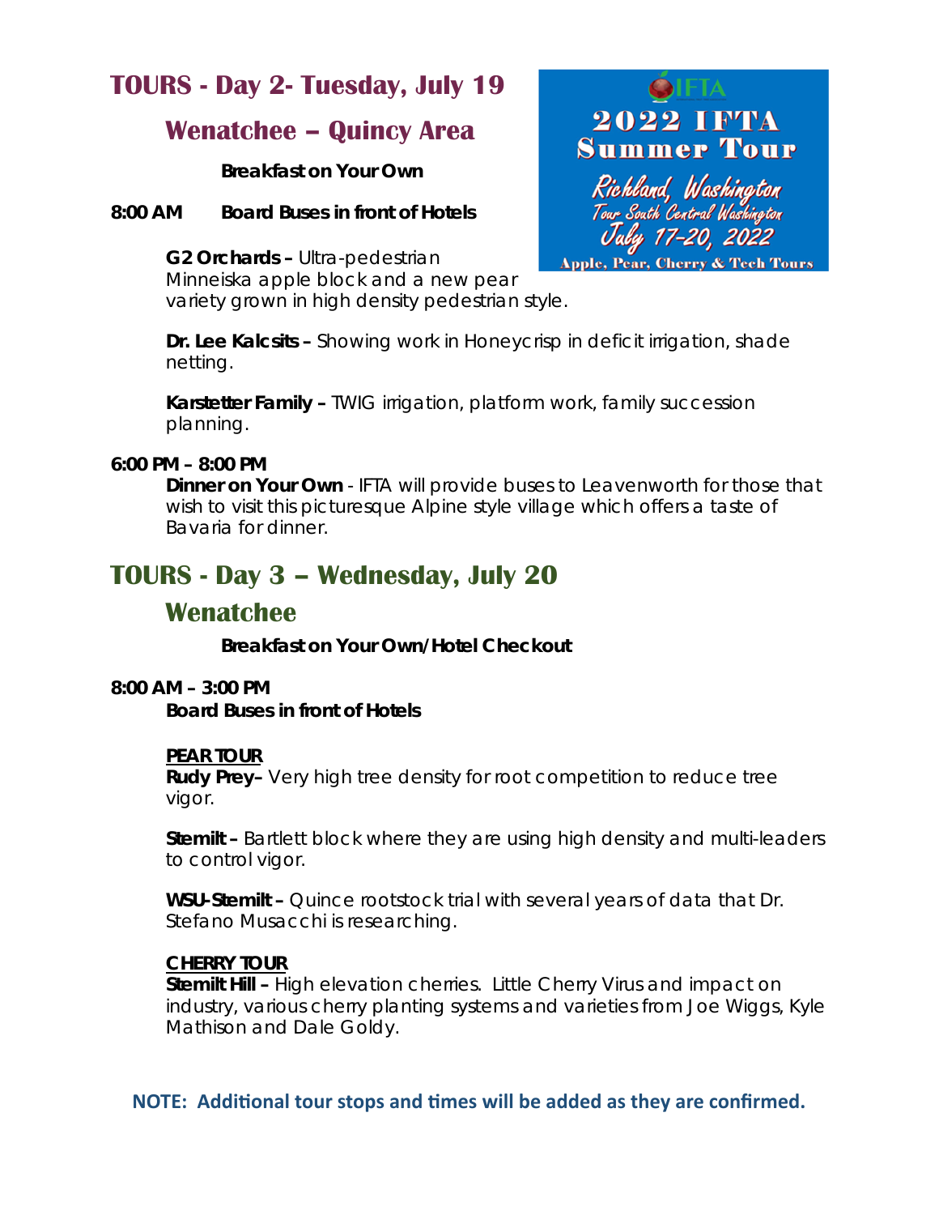# TOURS - Day 2- Tuesday, July 19

## Wenatchee – Quincy Area

**Breakfast on Your Own**

**8:00 AM** **Board Buses in front of Hotels**

**G2 Orchards –** Ultra-pedestrian Minneiska apple block and a new pear variety grown in high density pedestrian style.

**Dr. Lee Kalcsits –** Showing work in Honeycrisp in deficit irrigation, shade netting.

**Karstetter Family –** TWIG irrigation, platform work, family succession planning.

**6:00 PM – 8:00 PM**

**Dinner on Your Own** - IFTA will provide buses to Leavenworth for those that wish to visit this picturesque Alpine style village which offers a taste of Bavaria for dinner.

2022 IFTA Summer Tour
Richland, Washington
Tour South Central Washington
July 17-20, 2022
Apple, Pear, Cherry & Tech Tours

# TOURS - Day 3 – Wednesday, July 20

## Wenatchee

**Breakfast on Your Own/Hotel Checkout**

**8:00 AM – 3:00 PM**

**Board Buses in front of Hotels**

**PEAR TOUR**

**Rudy Prey–** Very high tree density for root competition to reduce tree vigor.

**Stemilt –** Bartlett block where they are using high density and multi-leaders to control vigor.

**WSU-Stemilt –** Quince rootstock trial with several years of data that Dr. Stefano Musacchi is researching.

**CHERRY TOUR**

**Stemilt Hill –** High elevation cherries. Little Cherry Virus and impact on industry, various cherry planting systems and varieties from Joe Wiggs, Kyle Mathison and Dale Goldy.

**NOTE: Additional tour stops and times will be added as they are confirmed.**